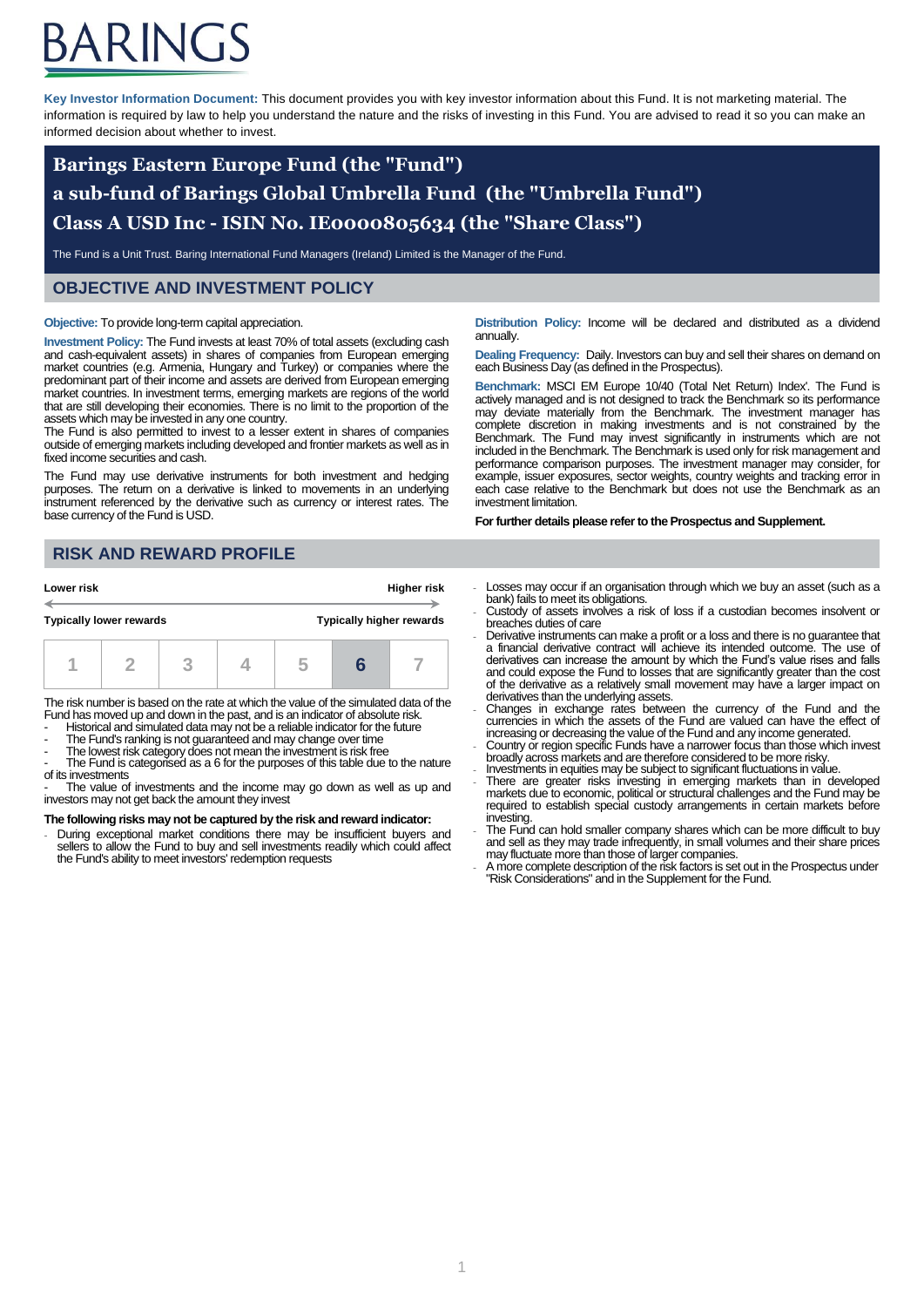BARINGS

**Key Investor Information Document:** This document provides you with key investor information about this Fund. It is not marketing material. The information is required by law to help you understand the nature and the risks of investing in this Fund. You are advised to read it so you can make an informed decision about whether to invest.

# Barings Eastern Europe Fund (the "Fund")
# a sub-fund of Barings Global Umbrella Fund (the "Umbrella Fund")
# Class A USD Inc - ISIN No. IE0000805634 (the "Share Class")

The Fund is a Unit Trust. Baring International Fund Managers (Ireland) Limited is the Manager of the Fund.

## OBJECTIVE AND INVESTMENT POLICY

**Objective:** To provide long-term capital appreciation.

**Investment Policy:** The Fund invests at least 70% of total assets (excluding cash and cash-equivalent assets) in shares of companies from European emerging market countries (e.g. Armenia, Hungary and Turkey) or companies where the predominant part of their income and assets are derived from European emerging market countries. In investment terms, emerging markets are regions of the world that are still developing their economies. There is no limit to the proportion of the assets which may be invested in any one country.

The Fund is also permitted to invest to a lesser extent in shares of companies outside of emerging markets including developed and frontier markets as well as in fixed income securities and cash.

The Fund may use derivative instruments for both investment and hedging purposes. The return on a derivative is linked to movements in an underlying instrument referenced by the derivative such as currency or interest rates. The base currency of the Fund is USD.

**Distribution Policy:** Income will be declared and distributed as a dividend annually.

**Dealing Frequency:** Daily. Investors can buy and sell their shares on demand on each Business Day (as defined in the Prospectus).

**Benchmark:** MSCI EM Europe 10/40 (Total Net Return) Index'. The Fund is actively managed and is not designed to track the Benchmark so its performance may deviate materially from the Benchmark. The investment manager has complete discretion in making investments and is not constrained by the Benchmark. The Fund may invest significantly in instruments which are not included in the Benchmark. The Benchmark is used only for risk management and performance comparison purposes. The investment manager may consider, for example, issuer exposures, sector weights, country weights and tracking error in each case relative to the Benchmark but does not use the Benchmark as an investment limitation.

**For further details please refer to the Prospectus and Supplement.**

## RISK AND REWARD PROFILE

**Lower risk** ← → **Higher risk**

**Typically lower rewards** — **Typically higher rewards**

| 1 | 2 | 3 | 4 | 5 | **6** | 7 |
|---|---|---|---|---|---|---|

The risk number is based on the rate at which the value of the simulated data of the Fund has moved up and down in the past, and is an indicator of absolute risk.

- Historical and simulated data may not be a reliable indicator for the future
- The Fund's ranking is not guaranteed and may change over time
- The lowest risk category does not mean the investment is risk free
- The Fund is categorised as a 6 for the purposes of this table due to the nature of its investments
- The value of investments and the income may go down as well as up and investors may not get back the amount they invest

**The following risks may not be captured by the risk and reward indicator:**

- During exceptional market conditions there may be insufficient buyers and sellers to allow the Fund to buy and sell investments readily which could affect the Fund's ability to meet investors' redemption requests
- Losses may occur if an organisation through which we buy an asset (such as a bank) fails to meet its obligations.
- Custody of assets involves a risk of loss if a custodian becomes insolvent or breaches duties of care
- Derivative instruments can make a profit or a loss and there is no guarantee that a financial derivative contract will achieve its intended outcome. The use of derivatives can increase the amount by which the Fund's value rises and falls and could expose the Fund to losses that are significantly greater than the cost of the derivative as a relatively small movement may have a larger impact on derivatives than the underlying assets.
- Changes in exchange rates between the currency of the Fund and the currencies in which the assets of the Fund are valued can have the effect of increasing or decreasing the value of the Fund and any income generated.
- Country or region specific Funds have a narrower focus than those which invest broadly across markets and are therefore considered to be more risky.
- Investments in equities may be subject to significant fluctuations in value.
- There are greater risks investing in emerging markets than in developed markets due to economic, political or structural challenges and the Fund may be required to establish special custody arrangements in certain markets before investing.
- The Fund can hold smaller company shares which can be more difficult to buy and sell as they may trade infrequently, in small volumes and their share prices may fluctuate more than those of larger companies.
- A more complete description of the risk factors is set out in the Prospectus under "Risk Considerations" and in the Supplement for the Fund.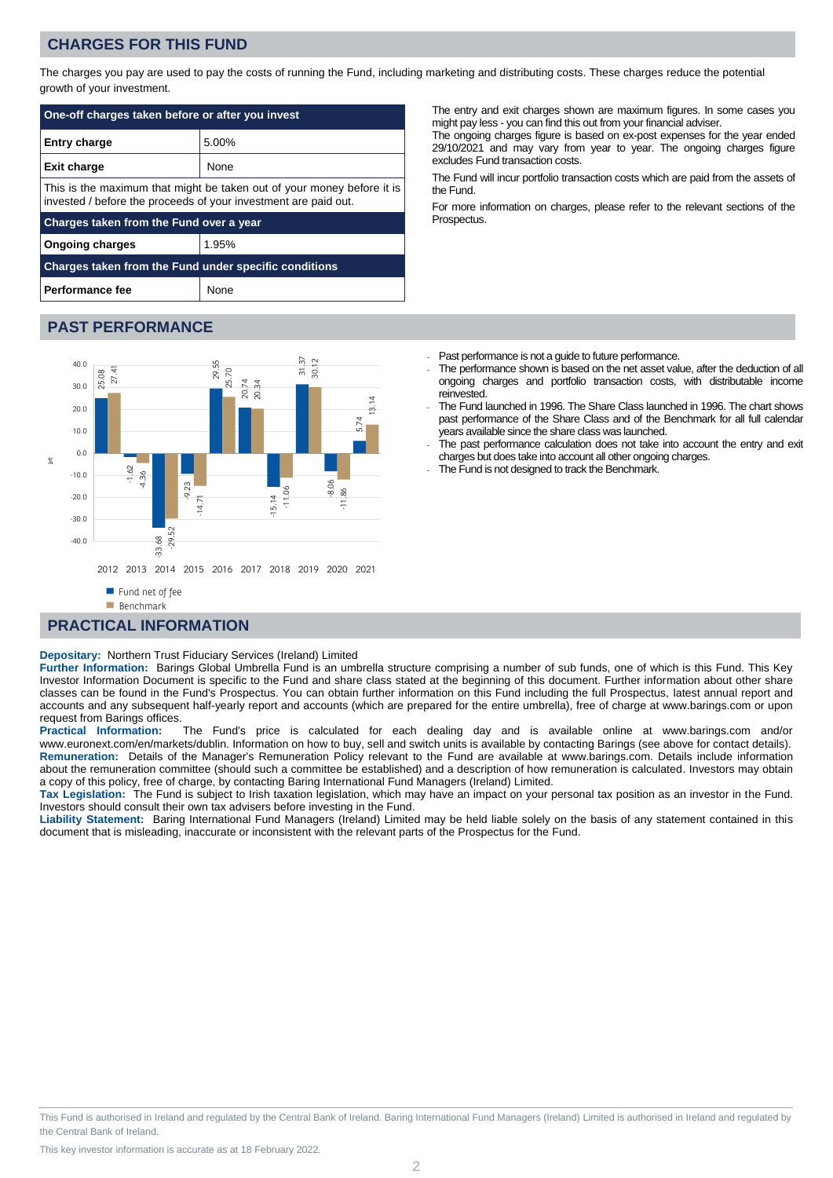## CHARGES FOR THIS FUND

The charges you pay are used to pay the costs of running the Fund, including marketing and distributing costs. These charges reduce the potential growth of your investment.

| One-off charges taken before or after you invest | |
|---|---|
| **Entry charge** | 5.00% |
| **Exit charge** | None |
| This is the maximum that might be taken out of your money before it is invested / before the proceeds of your investment are paid out. | |
| **Charges taken from the Fund over a year** | |
| **Ongoing charges** | 1.95% |
| **Charges taken from the Fund under specific conditions** | |
| **Performance fee** | None |

The entry and exit charges shown are maximum figures. In some cases you might pay less - you can find this out from your financial adviser.
The ongoing charges figure is based on ex-post expenses for the year ended 29/10/2021 and may vary from year to year. The ongoing charges figure excludes Fund transaction costs.

The Fund will incur portfolio transaction costs which are paid from the assets of the Fund.

For more information on charges, please refer to the relevant sections of the Prospectus.

## PAST PERFORMANCE

%

40.0
30.0
20.0
10.0
0.0
-10.0
-20.0
-30.0
-40.0

25.08 27.41
-1.62 -4.36
-33.68 -29.52
-9.23 -14.71
29.55 25.70
20.74 20.34
-15.14 -11.06
31.37 30.12
-8.06 -11.86
5.74 13.14

2012 2013 2014 2015 2016 2017 2018 2019 2020 2021

Fund net of fee
Benchmark

- Past performance is not a guide to future performance.
- The performance shown is based on the net asset value, after the deduction of all ongoing charges and portfolio transaction costs, with distributable income reinvested.
- The Fund launched in 1996. The Share Class launched in 1996. The chart shows past performance of the Share Class and of the Benchmark for all full calendar years available since the share class was launched.
- The past performance calculation does not take into account the entry and exit charges but does take into account all other ongoing charges.
- The Fund is not designed to track the Benchmark.

## PRACTICAL INFORMATION

**Depositary:** Northern Trust Fiduciary Services (Ireland) Limited
**Further Information:** Barings Global Umbrella Fund is an umbrella structure comprising a number of sub funds, one of which is this Fund. This Key Investor Information Document is specific to the Fund and share class stated at the beginning of this document. Further information about other share classes can be found in the Fund's Prospectus. You can obtain further information on this Fund including the full Prospectus, latest annual report and accounts and any subsequent half-yearly report and accounts (which are prepared for the entire umbrella), free of charge at www.barings.com or upon request from Barings offices.
**Practical Information:** The Fund's price is calculated for each dealing day and is available online at www.barings.com and/or www.euronext.com/en/markets/dublin. Information on how to buy, sell and switch units is available by contacting Barings (see above for contact details).
**Remuneration:** Details of the Manager's Remuneration Policy relevant to the Fund are available at www.barings.com. Details include information about the remuneration committee (should such a committee be established) and a description of how remuneration is calculated. Investors may obtain a copy of this policy, free of charge, by contacting Baring International Fund Managers (Ireland) Limited.
**Tax Legislation:** The Fund is subject to Irish taxation legislation, which may have an impact on your personal tax position as an investor in the Fund. Investors should consult their own tax advisers before investing in the Fund.
**Liability Statement:** Baring International Fund Managers (Ireland) Limited may be held liable solely on the basis of any statement contained in this document that is misleading, inaccurate or inconsistent with the relevant parts of the Prospectus for the Fund.

This Fund is authorised in Ireland and regulated by the Central Bank of Ireland. Baring International Fund Managers (Ireland) Limited is authorised in Ireland and regulated by the Central Bank of Ireland.

This key investor information is accurate as at 18 February 2022.